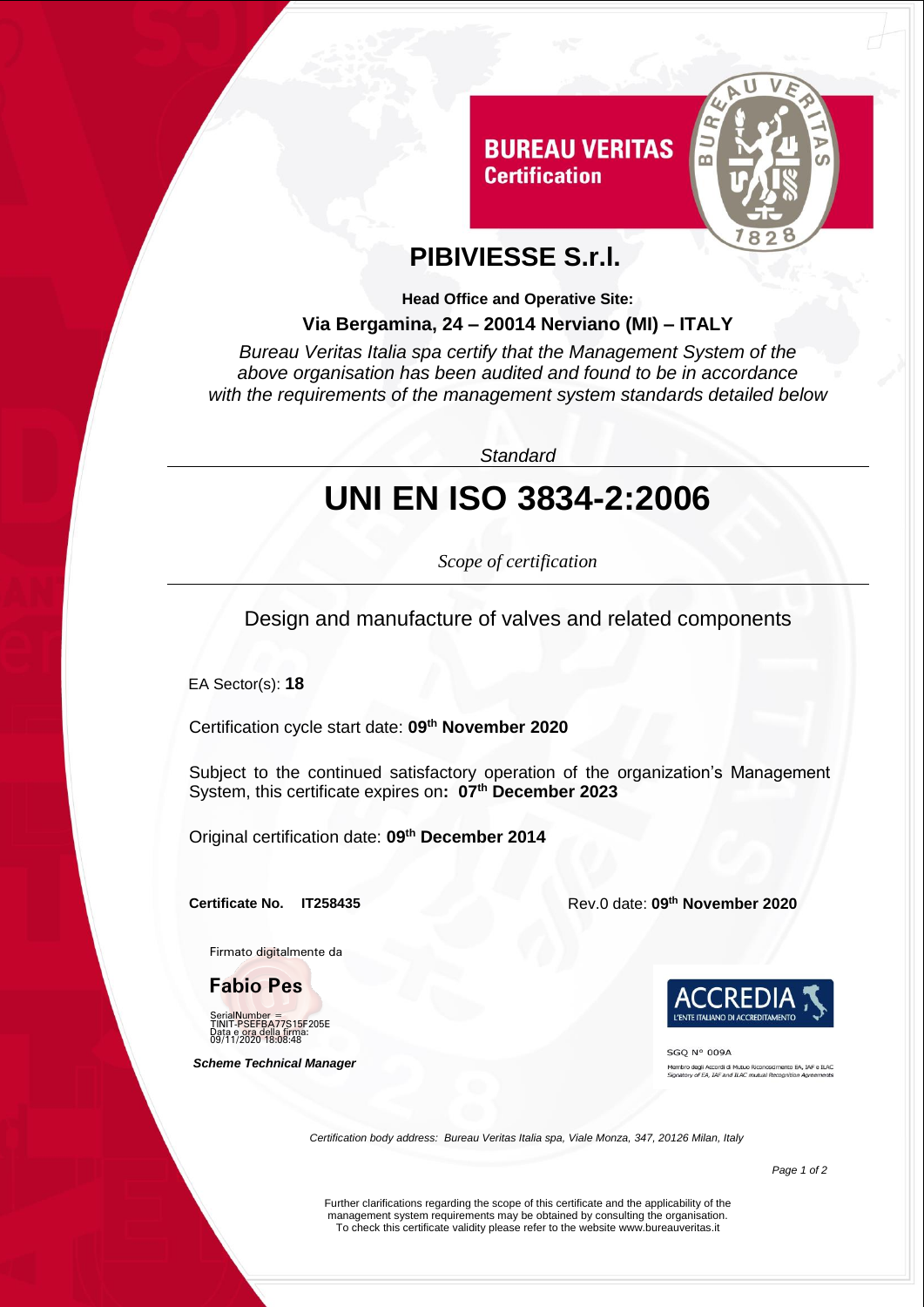BUREAU VERITAS
Certification

# PIBIVIESSE S.r.l.

**Head Office and Operative Site:**

**Via Bergamina, 24 – 20014 Nerviano (MI) – ITALY**

*Bureau Veritas Italia spa certify that the Management System of the above organisation has been audited and found to be in accordance with the requirements of the management system standards detailed below*

*Standard*

# UNI EN ISO 3834-2:2006

*Scope of certification*

Design and manufacture of valves and related components

EA Sector(s): **18**

Certification cycle start date: **09th November 2020**

Subject to the continued satisfactory operation of the organization's Management System, this certificate expires on**: 07th December 2023**

Original certification date: **09th December 2014**

**Certificate No. IT258435**

Rev.0 date: **09th November 2020**

Firmato digitalmente da

**Fabio Pes**

SerialNumber = TINIT-PSEFBA77S15F205E
Data e ora della firma: 09/11/2020 18:08:48

***Scheme Technical Manager***

ACCREDIA
L'ENTE ITALIANO DI ACCREDITAMENTO

SGQ N° 009A

Membro degli Accordi di Mutuo Riconoscimento EA, IAF e ILAC
*Signatory of EA, IAF and ILAC mutual Recognition Agreements*

*Certification body address: Bureau Veritas Italia spa, Viale Monza, 347, 20126 Milan, Italy*

Further clarifications regarding the scope of this certificate and the applicability of the management system requirements may be obtained by consulting the organisation.
To check this certificate validity please refer to the website www.bureauveritas.it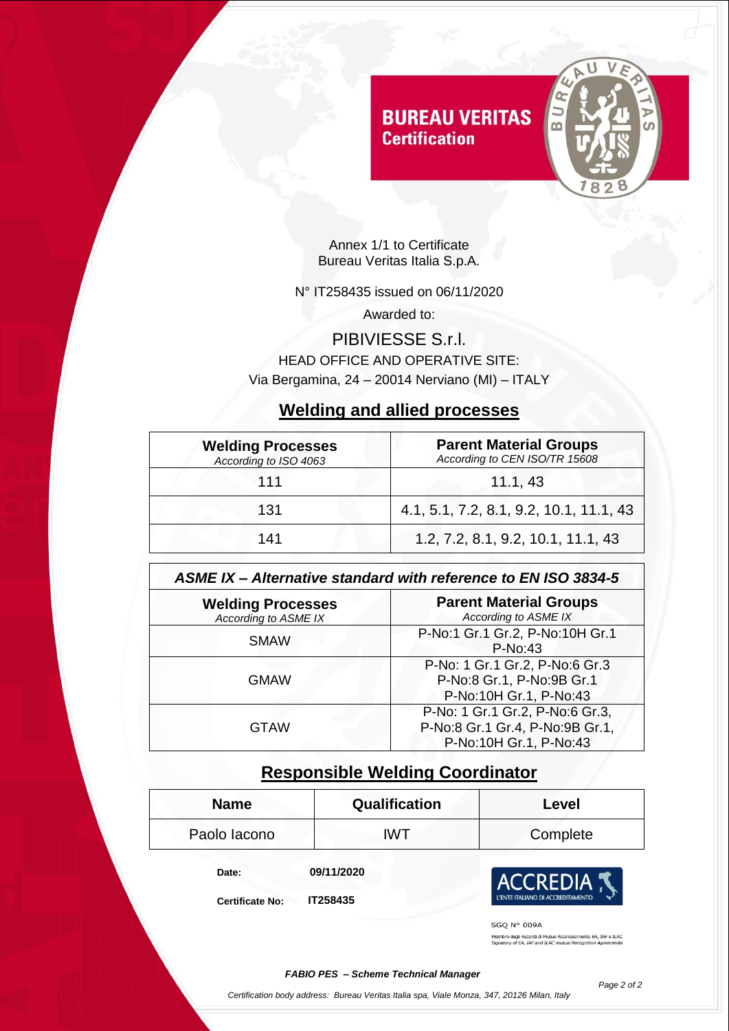BUREAU VERITAS
Certification

Annex 1/1 to Certificate
Bureau Veritas Italia S.p.A.

N° IT258435 issued on 06/11/2020

Awarded to:

PIBIVIESSE S.r.l.

HEAD OFFICE AND OPERATIVE SITE:
Via Bergamina, 24 – 20014 Nerviano (MI) – ITALY

## Welding and allied processes

| **Welding Processes** *According to ISO 4063* | **Parent Material Groups** *According to CEN ISO/TR 15608* |
|---|---|
| 111 | 11.1, 43 |
| 131 | 4.1, 5.1, 7.2, 8.1, 9.2, 10.1, 11.1, 43 |
| 141 | 1.2, 7.2, 8.1, 9.2, 10.1, 11.1, 43 |

***ASME IX – Alternative standard with reference to EN ISO 3834-5***

| **Welding Processes** *According to ASME IX* | **Parent Material Groups** *According to ASME IX* |
|---|---|
| SMAW | P-No:1 Gr.1 Gr.2, P-No:10H Gr.1 P-No:43 |
| GMAW | P-No: 1 Gr.1 Gr.2, P-No:6 Gr.3 P-No:8 Gr.1, P-No:9B Gr.1 P-No:10H Gr.1, P-No:43 |
| GTAW | P-No: 1 Gr.1 Gr.2, P-No:6 Gr.3, P-No:8 Gr.1 Gr.4, P-No:9B Gr.1, P-No:10H Gr.1, P-No:43 |

## Responsible Welding Coordinator

| Name | Qualification | Level |
|---|---|---|
| Paolo Iacono | IWT | Complete |

**Date:** 09/11/2020

**Certificate No:** IT258435

ACCREDIA L'ENTE ITALIANO DI ACCREDITAMENTO

SGQ N° 009A

Membro degli Accordi di Mutuo Riconoscimento EA, IAF e ILAC
Signatory of EA, IAF and ILAC mutual Recognition Agreements

***FABIO PES – Scheme Technical Manager***

*Certification body address: Bureau Veritas Italia spa, Viale Monza, 347, 20126 Milan, Italy*